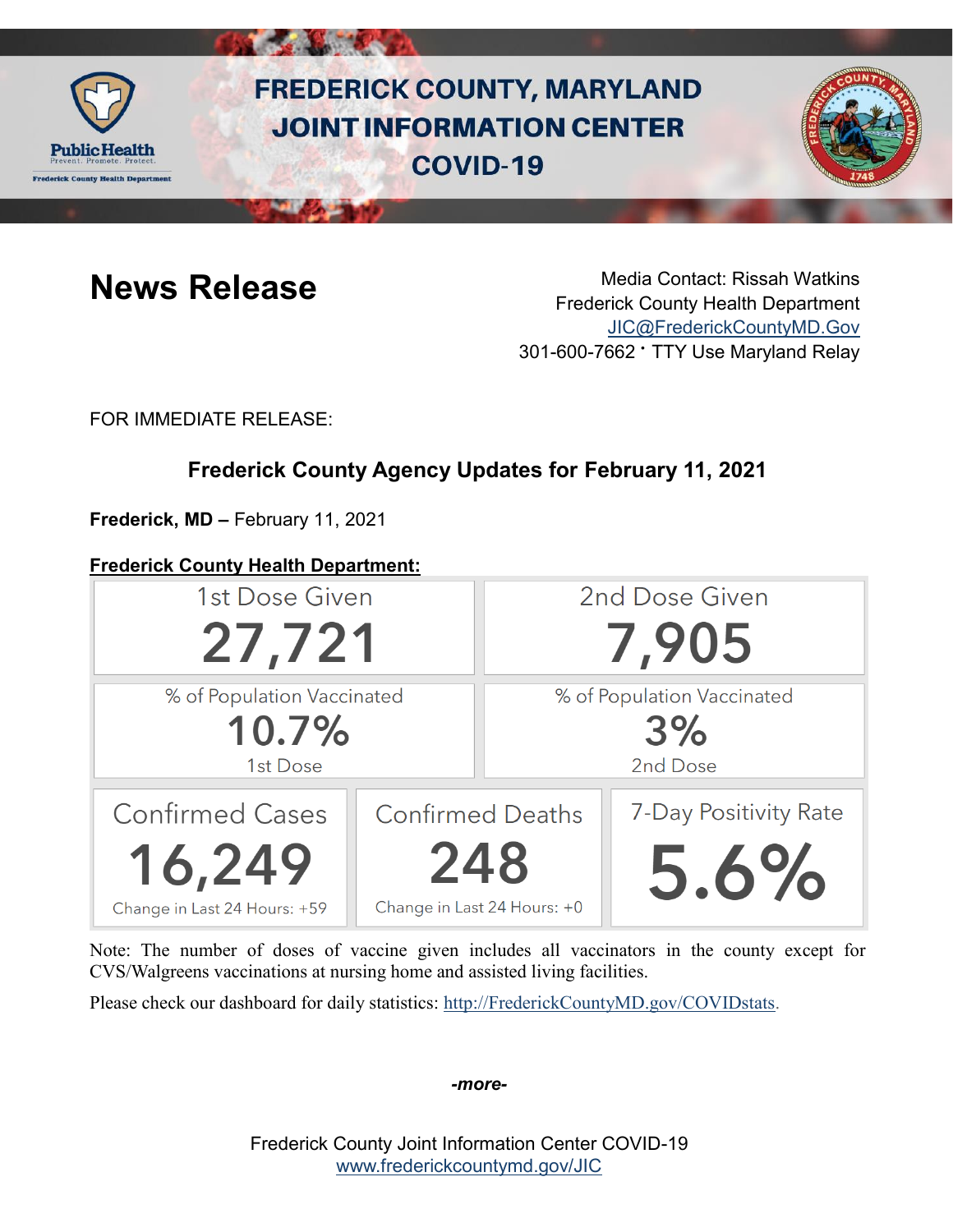# FREDERICK COUNTY, MARYLAND JOINT INFORMATION CENTER COVID-19

## News Release

Media Contact: Rissah Watkins
Frederick County Health Department
JIC@FrederickCountyMD.Gov
301-600-7662 · TTY Use Maryland Relay

FOR IMMEDIATE RELEASE:

### Frederick County Agency Updates for February 11, 2021

**Frederick, MD –** February 11, 2021

**Frederick County Health Department:**

| 1st Dose Given | 2nd Dose Given |
|---|---|
| **27,721** | **7,905** |

| % of Population Vaccinated | % of Population Vaccinated |
|---|---|
| **10.7%** 1st Dose | **3%** 2nd Dose |

| Confirmed Cases | Confirmed Deaths | 7-Day Positivity Rate |
|---|---|---|
| **16,249** | **248** | **5.6%** |
| Change in Last 24 Hours: +59 | Change in Last 24 Hours: +0 | |

Note: The number of doses of vaccine given includes all vaccinators in the county except for CVS/Walgreens vaccinations at nursing home and assisted living facilities.

Please check our dashboard for daily statistics: http://FrederickCountyMD.gov/COVIDstats.

*-more-*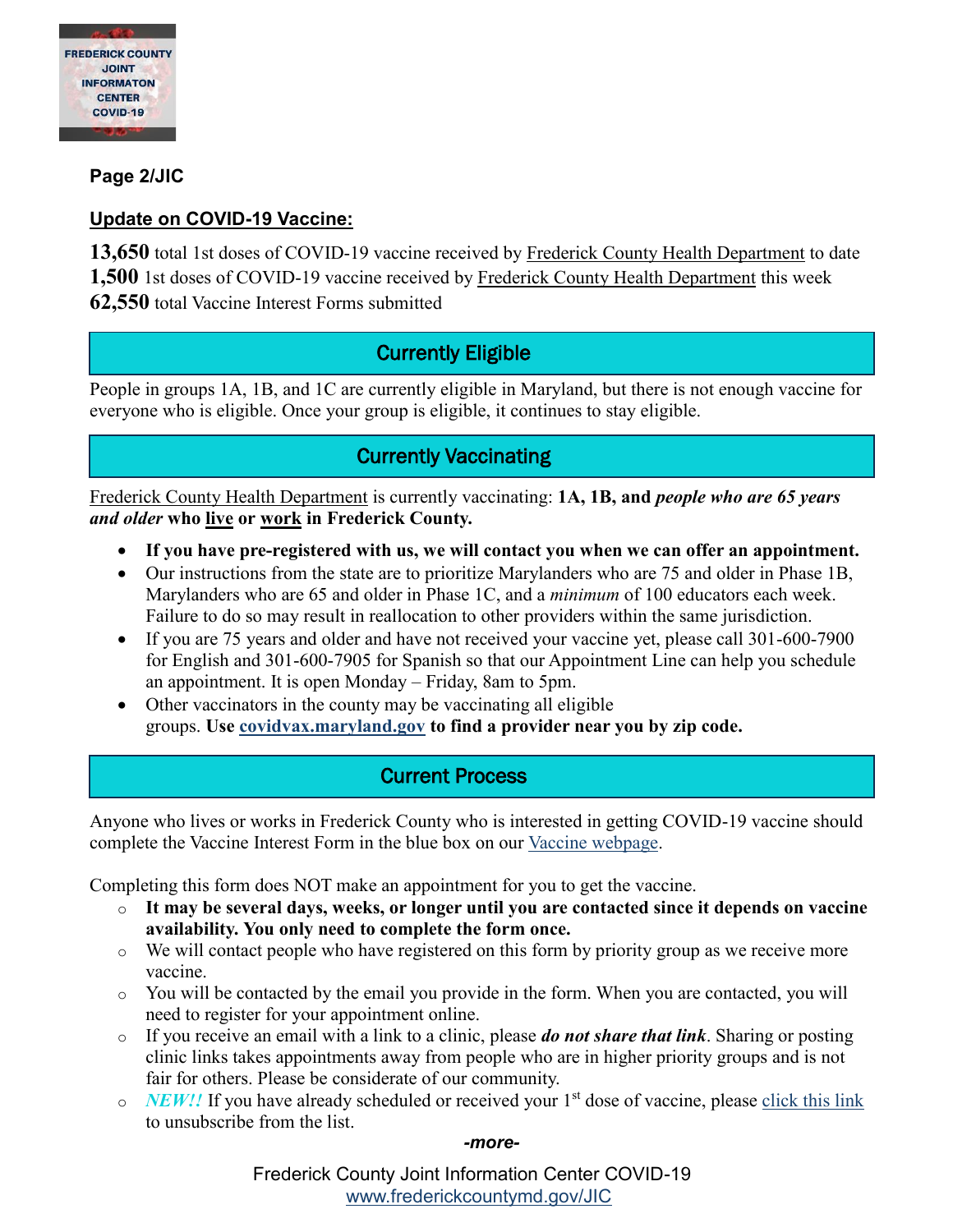**Page 2/JIC**

## Update on COVID-19 Vaccine:

**13,650** total 1st doses of COVID-19 vaccine received by Frederick County Health Department to date
**1,500** 1st doses of COVID-19 vaccine received by Frederick County Health Department this week
**62,550** total Vaccine Interest Forms submitted

## Currently Eligible

People in groups 1A, 1B, and 1C are currently eligible in Maryland, but there is not enough vaccine for everyone who is eligible. Once your group is eligible, it continues to stay eligible.

## Currently Vaccinating

Frederick County Health Department is currently vaccinating: **1A, 1B, and *people who are 65 years and older* who live or work in Frederick County.**

- **If you have pre-registered with us, we will contact you when we can offer an appointment.**
- Our instructions from the state are to prioritize Marylanders who are 75 and older in Phase 1B, Marylanders who are 65 and older in Phase 1C, and a *minimum* of 100 educators each week. Failure to do so may result in reallocation to other providers within the same jurisdiction.
- If you are 75 years and older and have not received your vaccine yet, please call 301-600-7900 for English and 301-600-7905 for Spanish so that our Appointment Line can help you schedule an appointment. It is open Monday – Friday, 8am to 5pm.
- Other vaccinators in the county may be vaccinating all eligible groups. **Use covidvax.maryland.gov to find a provider near you by zip code.**

## Current Process

Anyone who lives or works in Frederick County who is interested in getting COVID-19 vaccine should complete the Vaccine Interest Form in the blue box on our Vaccine webpage.

Completing this form does NOT make an appointment for you to get the vaccine.

- **It may be several days, weeks, or longer until you are contacted since it depends on vaccine availability. You only need to complete the form once.**
- We will contact people who have registered on this form by priority group as we receive more vaccine.
- You will be contacted by the email you provide in the form. When you are contacted, you will need to register for your appointment online.
- If you receive an email with a link to a clinic, please ***do not share that link***. Sharing or posting clinic links takes appointments away from people who are in higher priority groups and is not fair for others. Please be considerate of our community.
- ***NEW!!*** If you have already scheduled or received your 1st dose of vaccine, please click this link to unsubscribe from the list.

***-more-***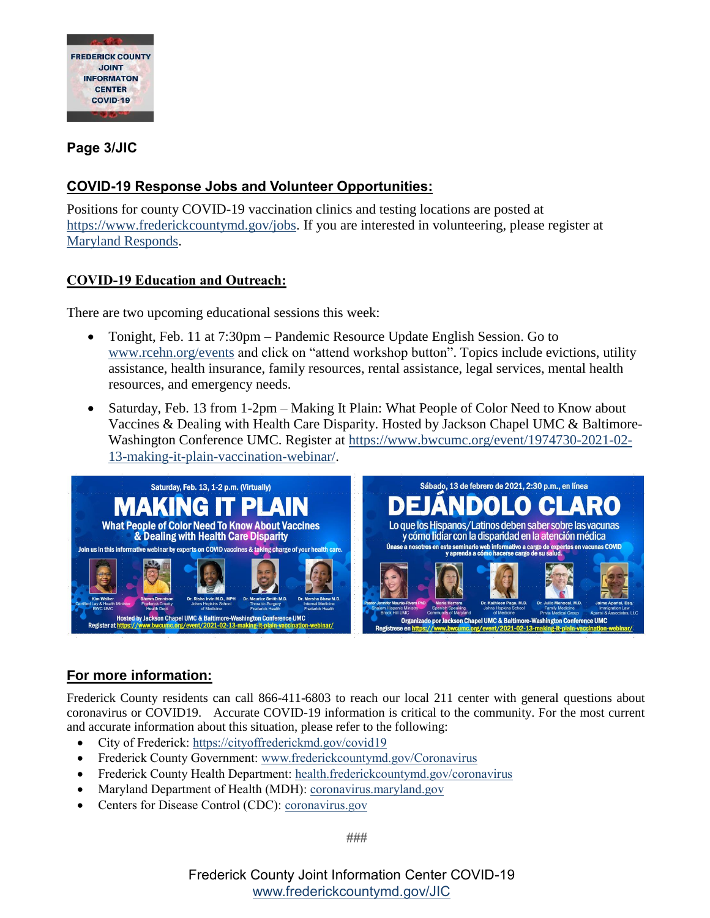**Page 3/JIC**

## COVID-19 Response Jobs and Volunteer Opportunities:

Positions for county COVID-19 vaccination clinics and testing locations are posted at https://www.frederickcountymd.gov/jobs. If you are interested in volunteering, please register at Maryland Responds.

## COVID-19 Education and Outreach:

There are two upcoming educational sessions this week:

- Tonight, Feb. 11 at 7:30pm – Pandemic Resource Update English Session. Go to www.rcehn.org/events and click on "attend workshop button". Topics include evictions, utility assistance, health insurance, family resources, rental assistance, legal services, mental health resources, and emergency needs.
- Saturday, Feb. 13 from 1-2pm – Making It Plain: What People of Color Need to Know about Vaccines & Dealing with Health Care Disparity. Hosted by Jackson Chapel UMC & Baltimore-Washington Conference UMC. Register at https://www.bwcumc.org/event/1974730-2021-02-13-making-it-plain-vaccination-webinar/.

## For more information:

Frederick County residents can call 866-411-6803 to reach our local 211 center with general questions about coronavirus or COVID19. Accurate COVID-19 information is critical to the community. For the most current and accurate information about this situation, please refer to the following:

- City of Frederick: https://cityoffrederickmd.gov/covid19
- Frederick County Government: www.frederickcountymd.gov/Coronavirus
- Frederick County Health Department: health.frederickcountymd.gov/coronavirus
- Maryland Department of Health (MDH): coronavirus.maryland.gov
- Centers for Disease Control (CDC): coronavirus.gov

###